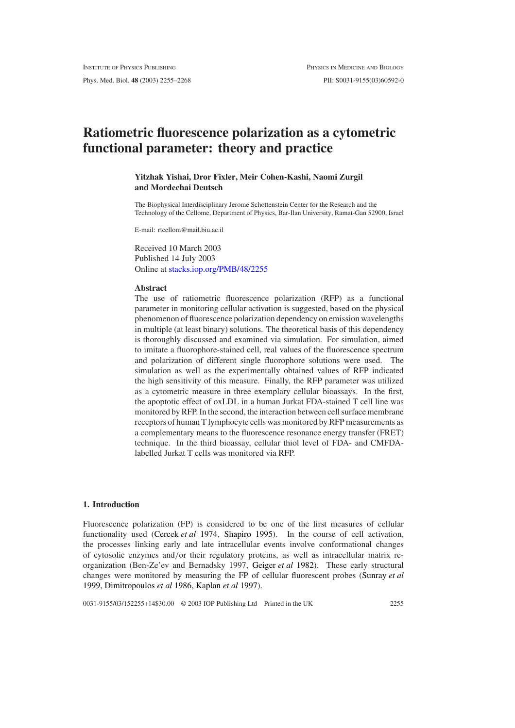# Ratiometric fluorescence polarization as a cytometric functional parameter: theory and practice

**Yitzhak Yishai, Dror Fixler, Meir Cohen-Kashi, Naomi Zurgil and Mordechai Deutsch**

The Biophysical Interdisciplinary Jerome Schottenstein Center for the Research and the Technology of the Cellome, Department of Physics, Bar-Ilan University, Ramat-Gan 52900, Israel

E-mail: rtcellom@mail.biu.ac.il

Received 10 March 2003
Published 14 July 2003
Online at stacks.iop.org/PMB/48/2255

### Abstract

The use of ratiometric fluorescence polarization (RFP) as a functional parameter in monitoring cellular activation is suggested, based on the physical phenomenon of fluorescence polarization dependency on emission wavelengths in multiple (at least binary) solutions. The theoretical basis of this dependency is thoroughly discussed and examined via simulation. For simulation, aimed to imitate a fluorophore-stained cell, real values of the fluorescence spectrum and polarization of different single fluorophore solutions were used. The simulation as well as the experimentally obtained values of RFP indicated the high sensitivity of this measure. Finally, the RFP parameter was utilized as a cytometric measure in three exemplary cellular bioassays. In the first, the apoptotic effect of oxLDL in a human Jurkat FDA-stained T cell line was monitored by RFP. In the second, the interaction between cell surface membrane receptors of human T lymphocyte cells was monitored by RFP measurements as a complementary means to the fluorescence resonance energy transfer (FRET) technique. In the third bioassay, cellular thiol level of FDA- and CMFDA-labelled Jurkat T cells was monitored via RFP.

## 1. Introduction

Fluorescence polarization (FP) is considered to be one of the first measures of cellular functionality used (Cercek *et al* 1974, Shapiro 1995). In the course of cell activation, the processes linking early and late intracellular events involve conformational changes of cytosolic enzymes and/or their regulatory proteins, as well as intracellular matrix re-organization (Ben-Ze'ev and Bernadsky 1997, Geiger *et al* 1982). These early structural changes were monitored by measuring the FP of cellular fluorescent probes (Sunray *et al* 1999, Dimitropoulos *et al* 1986, Kaplan *et al* 1997).

0031-9155/03/152255+14$30.00 © 2003 IOP Publishing Ltd Printed in the UK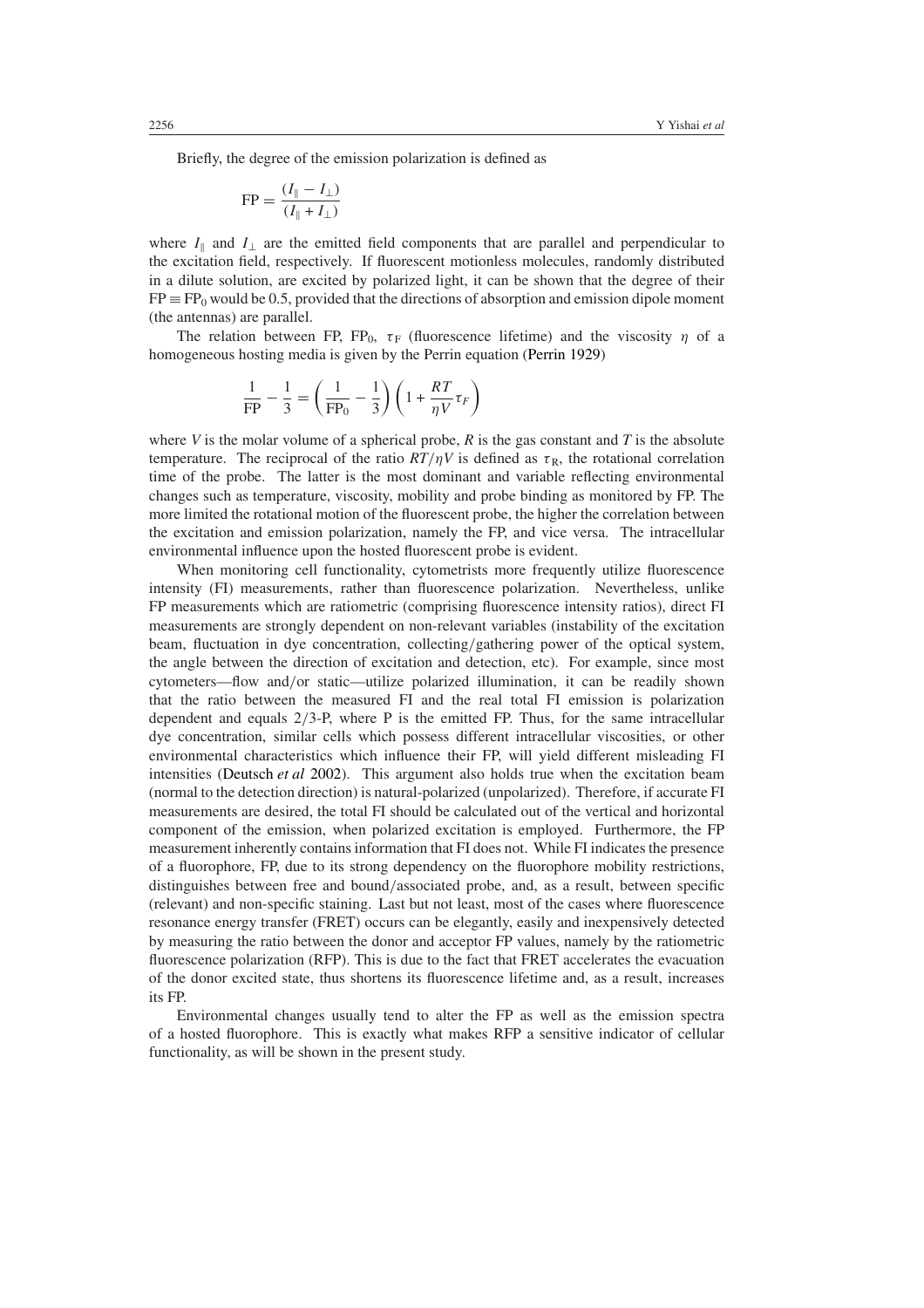Briefly, the degree of the emission polarization is defined as

$$\mathrm{FP} = \frac{(I_{\parallel} - I_{\perp})}{(I_{\parallel} + I_{\perp})}$$

where $I_{\parallel}$ and $I_{\perp}$ are the emitted field components that are parallel and perpendicular to the excitation field, respectively. If fluorescent motionless molecules, randomly distributed in a dilute solution, are excited by polarized light, it can be shown that the degree of their $\mathrm{FP} \equiv \mathrm{FP}_0$ would be 0.5, provided that the directions of absorption and emission dipole moment (the antennas) are parallel.

The relation between FP, $\mathrm{FP}_0$, $\tau_{\mathrm{F}}$ (fluorescence lifetime) and the viscosity $\eta$ of a homogeneous hosting media is given by the Perrin equation (Perrin 1929)

$$\frac{1}{\mathrm{FP}} - \frac{1}{3} = \left(\frac{1}{\mathrm{FP}_0} - \frac{1}{3}\right)\left(1 + \frac{RT}{\eta V}\tau_F\right)$$

where $V$ is the molar volume of a spherical probe, $R$ is the gas constant and $T$ is the absolute temperature. The reciprocal of the ratio $RT/\eta V$ is defined as $\tau_{\mathrm{R}}$, the rotational correlation time of the probe. The latter is the most dominant and variable reflecting environmental changes such as temperature, viscosity, mobility and probe binding as monitored by FP. The more limited the rotational motion of the fluorescent probe, the higher the correlation between the excitation and emission polarization, namely the FP, and vice versa. The intracellular environmental influence upon the hosted fluorescent probe is evident.

When monitoring cell functionality, cytometrists more frequently utilize fluorescence intensity (FI) measurements, rather than fluorescence polarization. Nevertheless, unlike FP measurements which are ratiometric (comprising fluorescence intensity ratios), direct FI measurements are strongly dependent on non-relevant variables (instability of the excitation beam, fluctuation in dye concentration, collecting/gathering power of the optical system, the angle between the direction of excitation and detection, etc). For example, since most cytometers—flow and/or static—utilize polarized illumination, it can be readily shown that the ratio between the measured FI and the real total FI emission is polarization dependent and equals 2/3-P, where P is the emitted FP. Thus, for the same intracellular dye concentration, similar cells which possess different intracellular viscosities, or other environmental characteristics which influence their FP, will yield different misleading FI intensities (Deutsch *et al* 2002). This argument also holds true when the excitation beam (normal to the detection direction) is natural-polarized (unpolarized). Therefore, if accurate FI measurements are desired, the total FI should be calculated out of the vertical and horizontal component of the emission, when polarized excitation is employed. Furthermore, the FP measurement inherently contains information that FI does not. While FI indicates the presence of a fluorophore, FP, due to its strong dependency on the fluorophore mobility restrictions, distinguishes between free and bound/associated probe, and, as a result, between specific (relevant) and non-specific staining. Last but not least, most of the cases where fluorescence resonance energy transfer (FRET) occurs can be elegantly, easily and inexpensively detected by measuring the ratio between the donor and acceptor FP values, namely by the ratiometric fluorescence polarization (RFP). This is due to the fact that FRET accelerates the evacuation of the donor excited state, thus shortens its fluorescence lifetime and, as a result, increases its FP.

Environmental changes usually tend to alter the FP as well as the emission spectra of a hosted fluorophore. This is exactly what makes RFP a sensitive indicator of cellular functionality, as will be shown in the present study.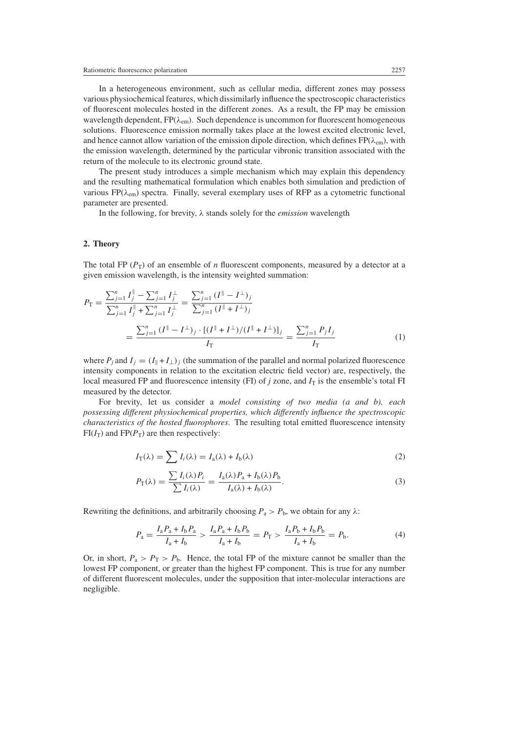In a heterogeneous environment, such as cellular media, different zones may possess various physiochemical features, which dissimilarly influence the spectroscopic characteristics of fluorescent molecules hosted in the different zones. As a result, the FP may be emission wavelength dependent, $\mathrm{FP}(\lambda_{\mathrm{em}})$. Such dependence is uncommon for fluorescent homogeneous solutions. Fluorescence emission normally takes place at the lowest excited electronic level, and hence cannot allow variation of the emission dipole direction, which defines $\mathrm{FP}(\lambda_{\mathrm{em}})$, with the emission wavelength, determined by the particular vibronic transition associated with the return of the molecule to its electronic ground state.

The present study introduces a simple mechanism which may explain this dependency and the resulting mathematical formulation which enables both simulation and prediction of various $\mathrm{FP}(\lambda_{\mathrm{em}})$ spectra. Finally, several exemplary uses of RFP as a cytometric functional parameter are presented.

In the following, for brevity, $\lambda$ stands solely for the *emission* wavelength

## 2. Theory

The total FP ($P_{\mathrm{T}}$) of an ensemble of $n$ fluorescent components, measured by a detector at a given emission wavelength, is the intensity weighted summation:

$$P_{\mathrm{T}} = \frac{\sum_{j=1}^{n} I_j^{\parallel} - \sum_{j=1}^{n} I_j^{\perp}}{\sum_{j=1}^{n} I_j^{\parallel} + \sum_{j=1}^{n} I_j^{\perp}} = \frac{\sum_{j=1}^{n} (I^{\parallel} - I^{\perp})_j}{\sum_{j=1}^{n} (I^{\parallel} + I^{\perp})_j}$$

$$= \frac{\sum_{j=1}^{n} (I^{\parallel} - I^{\perp})_j \cdot [(I^{\parallel} + I^{\perp})/(I^{\parallel} + I^{\perp})]_j}{I_{\mathrm{T}}} = \frac{\sum_{j=1}^{n} P_j I_j}{I_{\mathrm{T}}} \tag{1}$$

where $P_j$ and $I_j = (I_{\parallel} + I_{\perp})_j$ (the summation of the parallel and normal polarized fluorescence intensity components in relation to the excitation electric field vector) are, respectively, the local measured FP and fluorescence intensity (FI) of $j$ zone, and $I_{\mathrm{T}}$ is the ensemble's total FI measured by the detector.

For brevity, let us consider a *model consisting of two media (a and b), each possessing different physiochemical properties, which differently influence the spectroscopic characteristics of the hosted fluorophores*. The resulting total emitted fluorescence intensity $\mathrm{FI}(I_{\mathrm{T}})$ and $\mathrm{FP}(P_{\mathrm{T}})$ are then respectively:

$$I_{\mathrm{T}}(\lambda) = \sum I_i(\lambda) = I_{\mathrm{a}}(\lambda) + I_{\mathrm{b}}(\lambda) \tag{2}$$

$$P_{\mathrm{T}}(\lambda) = \frac{\sum I_i(\lambda) P_i}{\sum I_i(\lambda)} = \frac{I_{\mathrm{a}}(\lambda) P_{\mathrm{a}} + I_{\mathrm{b}}(\lambda) P_{\mathrm{b}}}{I_{\mathrm{a}}(\lambda) + I_{\mathrm{b}}(\lambda)}. \tag{3}$$

Rewriting the definitions, and arbitrarily choosing $P_{\mathrm{a}} > P_{\mathrm{b}}$, we obtain for any $\lambda$:

$$P_{\mathrm{a}} = \frac{I_{\mathrm{a}} P_{\mathrm{a}} + I_{\mathrm{b}} P_{\mathrm{a}}}{I_{\mathrm{a}} + I_{\mathrm{b}}} > \frac{I_{\mathrm{a}} P_{\mathrm{a}} + I_{\mathrm{b}} P_{\mathrm{b}}}{I_{\mathrm{a}} + I_{\mathrm{b}}} = P_{\mathrm{T}} > \frac{I_{\mathrm{a}} P_{\mathrm{b}} + I_{\mathrm{b}} P_{\mathrm{b}}}{I_{\mathrm{a}} + I_{\mathrm{b}}} = P_{\mathrm{b}}. \tag{4}$$

Or, in short, $P_{\mathrm{a}} > P_{\mathrm{T}} > P_{\mathrm{b}}$. Hence, the total FP of the mixture cannot be smaller than the lowest FP component, or greater than the highest FP component. This is true for any number of different fluorescent molecules, under the supposition that inter-molecular interactions are negligible.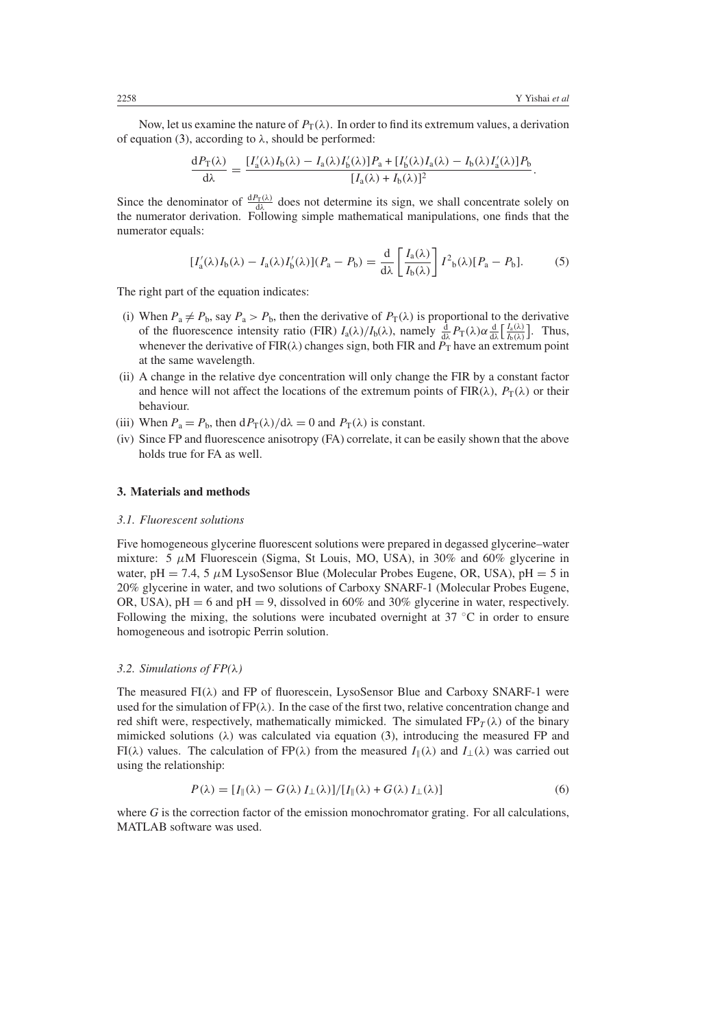Now, let us examine the nature of $P_T(\lambda)$. In order to find its extremum values, a derivation of equation (3), according to $\lambda$, should be performed:

$$\frac{\mathrm{d}P_T(\lambda)}{\mathrm{d}\lambda} = \frac{[I_a'(\lambda)I_b(\lambda) - I_a(\lambda)I_b'(\lambda)]P_a + [I_b'(\lambda)I_a(\lambda) - I_b(\lambda)I_a'(\lambda)]P_b}{[I_a(\lambda) + I_b(\lambda)]^2}.$$

Since the denominator of $\frac{\mathrm{d}P_T(\lambda)}{\mathrm{d}\lambda}$ does not determine its sign, we shall concentrate solely on the numerator derivation. Following simple mathematical manipulations, one finds that the numerator equals:

$$[I_a'(\lambda)I_b(\lambda) - I_a(\lambda)I_b'(\lambda)](P_a - P_b) = \frac{\mathrm{d}}{\mathrm{d}\lambda}\left[\frac{I_a(\lambda)}{I_b(\lambda)}\right] I^2{}_b(\lambda)[P_a - P_b]. \tag{5}$$

The right part of the equation indicates:

- (i) When $P_a \neq P_b$, say $P_a > P_b$, then the derivative of $P_T(\lambda)$ is proportional to the derivative of the fluorescence intensity ratio (FIR) $I_a(\lambda)/I_b(\lambda)$, namely $\frac{\mathrm{d}}{\mathrm{d}\lambda}P_T(\lambda)\alpha\frac{\mathrm{d}}{\mathrm{d}\lambda}\left[\frac{I_a(\lambda)}{I_b(\lambda)}\right]$. Thus, whenever the derivative of FIR($\lambda$) changes sign, both FIR and $P_T$ have an extremum point at the same wavelength.
- (ii) A change in the relative dye concentration will only change the FIR by a constant factor and hence will not affect the locations of the extremum points of FIR($\lambda$), $P_T(\lambda)$ or their behaviour.
- (iii) When $P_a = P_b$, then $\mathrm{d}P_T(\lambda)/\mathrm{d}\lambda = 0$ and $P_T(\lambda)$ is constant.
- (iv) Since FP and fluorescence anisotropy (FA) correlate, it can be easily shown that the above holds true for FA as well.

## 3. Materials and methods

### 3.1. Fluorescent solutions

Five homogeneous glycerine fluorescent solutions were prepared in degassed glycerine–water mixture: 5 $\mu$M Fluorescein (Sigma, St Louis, MO, USA), in 30% and 60% glycerine in water, pH = 7.4, 5 $\mu$M LysoSensor Blue (Molecular Probes Eugene, OR, USA), pH = 5 in 20% glycerine in water, and two solutions of Carboxy SNARF-1 (Molecular Probes Eugene, OR, USA), pH = 6 and pH = 9, dissolved in 60% and 30% glycerine in water, respectively. Following the mixing, the solutions were incubated overnight at 37 °C in order to ensure homogeneous and isotropic Perrin solution.

### 3.2. Simulations of FP($\lambda$)

The measured FI($\lambda$) and FP of fluorescein, LysoSensor Blue and Carboxy SNARF-1 were used for the simulation of FP($\lambda$). In the case of the first two, relative concentration change and red shift were, respectively, mathematically mimicked. The simulated $\mathrm{FP}_T(\lambda)$ of the binary mimicked solutions ($\lambda$) was calculated via equation (3), introducing the measured FP and FI($\lambda$) values. The calculation of FP($\lambda$) from the measured $I_\parallel(\lambda)$ and $I_\perp(\lambda)$ was carried out using the relationship:

$$P(\lambda) = [I_\parallel(\lambda) - G(\lambda)\, I_\perp(\lambda)]/[I_\parallel(\lambda) + G(\lambda)\, I_\perp(\lambda)] \tag{6}$$

where $G$ is the correction factor of the emission monochromator grating. For all calculations, MATLAB software was used.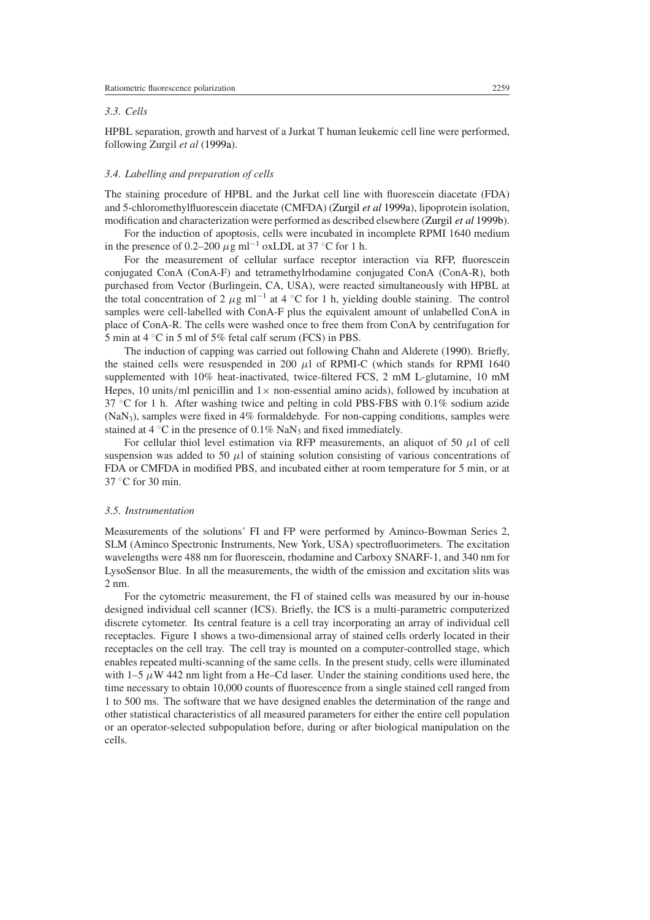### 3.3. Cells

HPBL separation, growth and harvest of a Jurkat T human leukemic cell line were performed, following Zurgil *et al* (1999a).

### 3.4. Labelling and preparation of cells

The staining procedure of HPBL and the Jurkat cell line with fluorescein diacetate (FDA) and 5-chloromethylfluorescein diacetate (CMFDA) (Zurgil *et al* 1999a), lipoprotein isolation, modification and characterization were performed as described elsewhere (Zurgil *et al* 1999b).

For the induction of apoptosis, cells were incubated in incomplete RPMI 1640 medium in the presence of 0.2–200 $\mu$g ml$^{-1}$ oxLDL at 37 °C for 1 h.

For the measurement of cellular surface receptor interaction via RFP, fluorescein conjugated ConA (ConA-F) and tetramethylrhodamine conjugated ConA (ConA-R), both purchased from Vector (Burlingein, CA, USA), were reacted simultaneously with HPBL at the total concentration of 2 $\mu$g ml$^{-1}$ at 4 °C for 1 h, yielding double staining. The control samples were cell-labelled with ConA-F plus the equivalent amount of unlabelled ConA in place of ConA-R. The cells were washed once to free them from ConA by centrifugation for 5 min at 4 °C in 5 ml of 5% fetal calf serum (FCS) in PBS.

The induction of capping was carried out following Chahn and Alderete (1990). Briefly, the stained cells were resuspended in 200 $\mu$l of RPMI-C (which stands for RPMI 1640 supplemented with 10% heat-inactivated, twice-filtered FCS, 2 mM L-glutamine, 10 mM Hepes, 10 units/ml penicillin and 1× non-essential amino acids), followed by incubation at 37 °C for 1 h. After washing twice and pelting in cold PBS-FBS with 0.1% sodium azide ($NaN_3$), samples were fixed in 4% formaldehyde. For non-capping conditions, samples were stained at 4 °C in the presence of 0.1% $NaN_3$ and fixed immediately.

For cellular thiol level estimation via RFP measurements, an aliquot of 50 $\mu$l of cell suspension was added to 50 $\mu$l of staining solution consisting of various concentrations of FDA or CMFDA in modified PBS, and incubated either at room temperature for 5 min, or at 37 °C for 30 min.

### 3.5. Instrumentation

Measurements of the solutions' FI and FP were performed by Aminco-Bowman Series 2, SLM (Aminco Spectronic Instruments, New York, USA) spectrofluorimeters. The excitation wavelengths were 488 nm for fluorescein, rhodamine and Carboxy SNARF-1, and 340 nm for LysoSensor Blue. In all the measurements, the width of the emission and excitation slits was 2 nm.

For the cytometric measurement, the FI of stained cells was measured by our in-house designed individual cell scanner (ICS). Briefly, the ICS is a multi-parametric computerized discrete cytometer. Its central feature is a cell tray incorporating an array of individual cell receptacles. Figure 1 shows a two-dimensional array of stained cells orderly located in their receptacles on the cell tray. The cell tray is mounted on a computer-controlled stage, which enables repeated multi-scanning of the same cells. In the present study, cells were illuminated with 1–5 $\mu$W 442 nm light from a He–Cd laser. Under the staining conditions used here, the time necessary to obtain 10,000 counts of fluorescence from a single stained cell ranged from 1 to 500 ms. The software that we have designed enables the determination of the range and other statistical characteristics of all measured parameters for either the entire cell population or an operator-selected subpopulation before, during or after biological manipulation on the cells.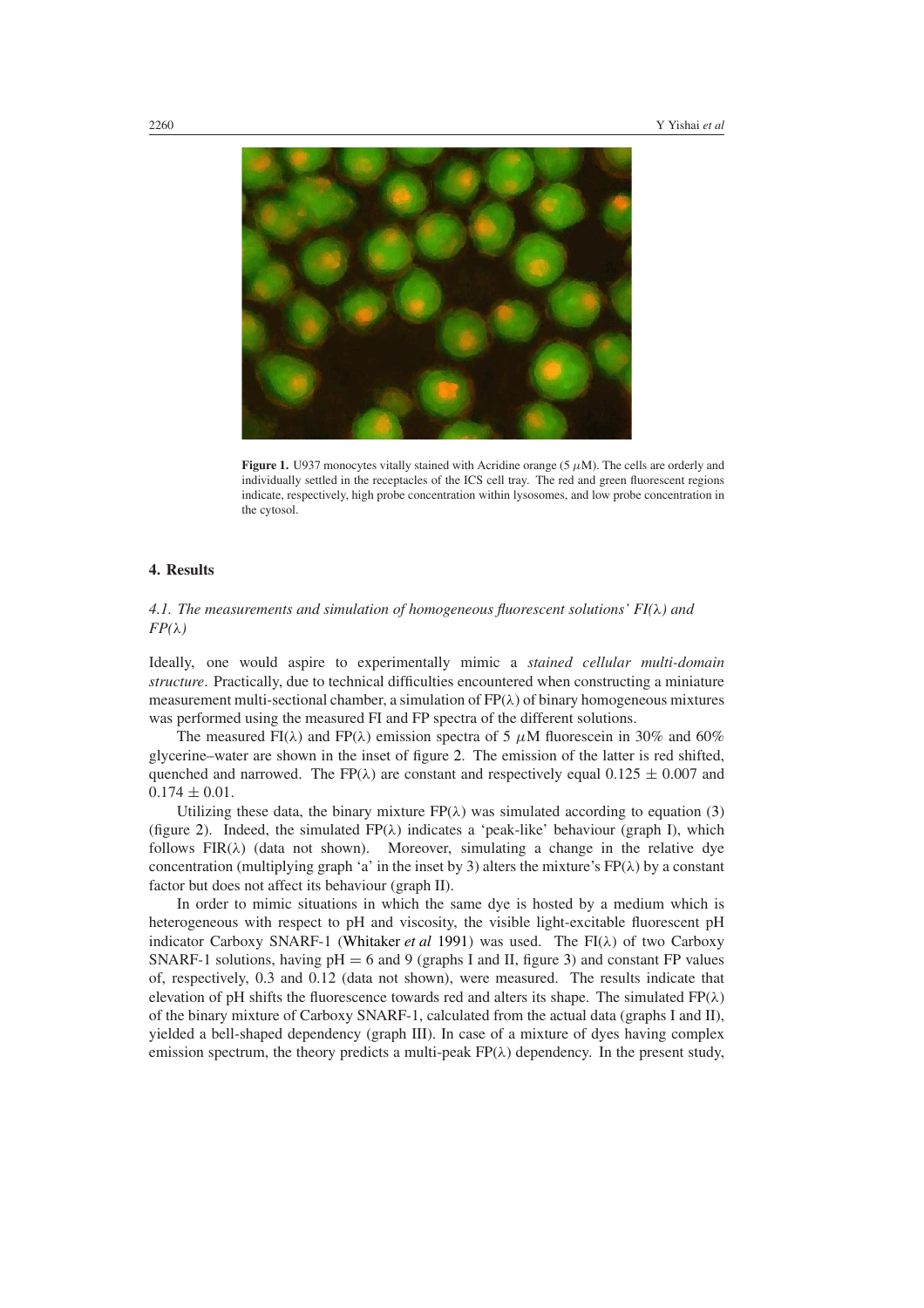**Figure 1.** U937 monocytes vitally stained with Acridine orange (5 $\mu$M). The cells are orderly and individually settled in the receptacles of the ICS cell tray. The red and green fluorescent regions indicate, respectively, high probe concentration within lysosomes, and low probe concentration in the cytosol.

## 4. Results

### *4.1. The measurements and simulation of homogeneous fluorescent solutions' FI(λ) and FP(λ)*

Ideally, one would aspire to experimentally mimic a *stained cellular multi-domain structure*. Practically, due to technical difficulties encountered when constructing a miniature measurement multi-sectional chamber, a simulation of FP(λ) of binary homogeneous mixtures was performed using the measured FI and FP spectra of the different solutions.

The measured FI(λ) and FP(λ) emission spectra of 5 $\mu$M fluorescein in 30% and 60% glycerine–water are shown in the inset of figure 2. The emission of the latter is red shifted, quenched and narrowed. The FP(λ) are constant and respectively equal $0.125 \pm 0.007$ and $0.174 \pm 0.01$.

Utilizing these data, the binary mixture FP(λ) was simulated according to equation (3) (figure 2). Indeed, the simulated FP(λ) indicates a 'peak-like' behaviour (graph I), which follows FIR(λ) (data not shown). Moreover, simulating a change in the relative dye concentration (multiplying graph 'a' in the inset by 3) alters the mixture's FP(λ) by a constant factor but does not affect its behaviour (graph II).

In order to mimic situations in which the same dye is hosted by a medium which is heterogeneous with respect to pH and viscosity, the visible light-excitable fluorescent pH indicator Carboxy SNARF-1 (Whitaker *et al* 1991) was used. The FI(λ) of two Carboxy SNARF-1 solutions, having pH = 6 and 9 (graphs I and II, figure 3) and constant FP values of, respectively, 0.3 and 0.12 (data not shown), were measured. The results indicate that elevation of pH shifts the fluorescence towards red and alters its shape. The simulated FP(λ) of the binary mixture of Carboxy SNARF-1, calculated from the actual data (graphs I and II), yielded a bell-shaped dependency (graph III). In case of a mixture of dyes having complex emission spectrum, the theory predicts a multi-peak FP(λ) dependency. In the present study,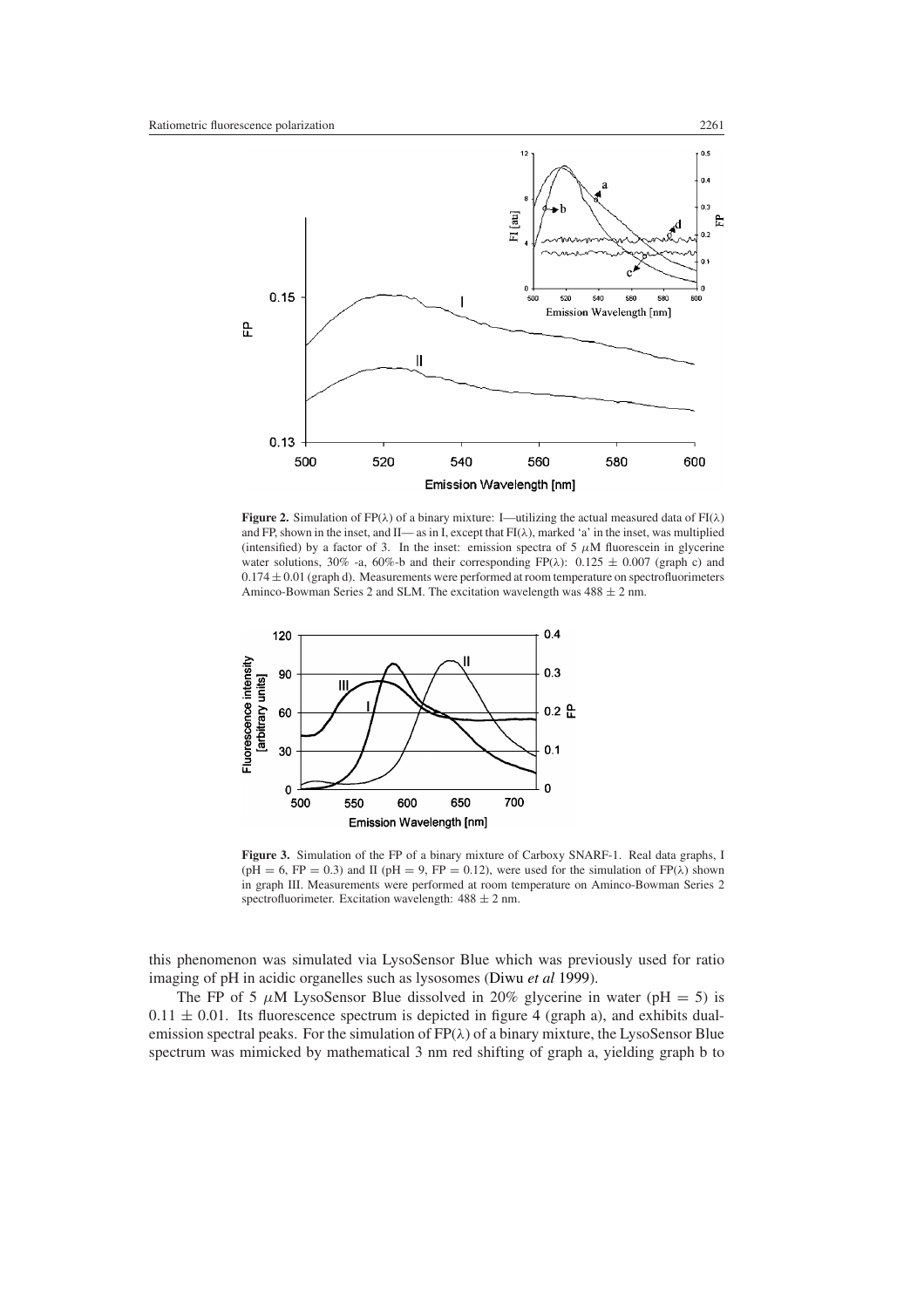**Figure 2.** Simulation of FP(λ) of a binary mixture: I—utilizing the actual measured data of FI(λ) and FP, shown in the inset, and II— as in I, except that FI(λ), marked 'a' in the inset, was multiplied (intensified) by a factor of 3. In the inset: emission spectra of 5 μM fluorescein in glycerine water solutions, 30% -a, 60%-b and their corresponding FP(λ): $0.125 \pm 0.007$ (graph c) and $0.174 \pm 0.01$ (graph d). Measurements were performed at room temperature on spectrofluorimeters Aminco-Bowman Series 2 and SLM. The excitation wavelength was $488 \pm 2$ nm.

**Figure 3.** Simulation of the FP of a binary mixture of Carboxy SNARF-1. Real data graphs, I (pH = 6, FP = 0.3) and II (pH = 9, FP = 0.12), were used for the simulation of FP(λ) shown in graph III. Measurements were performed at room temperature on Aminco-Bowman Series 2 spectrofluorimeter. Excitation wavelength: $488 \pm 2$ nm.

this phenomenon was simulated via LysoSensor Blue which was previously used for ratio imaging of pH in acidic organelles such as lysosomes (Diwu *et al* 1999).

The FP of 5 μM LysoSensor Blue dissolved in 20% glycerine in water (pH = 5) is $0.11 \pm 0.01$. Its fluorescence spectrum is depicted in figure 4 (graph a), and exhibits dual-emission spectral peaks. For the simulation of FP(λ) of a binary mixture, the LysoSensor Blue spectrum was mimicked by mathematical 3 nm red shifting of graph a, yielding graph b to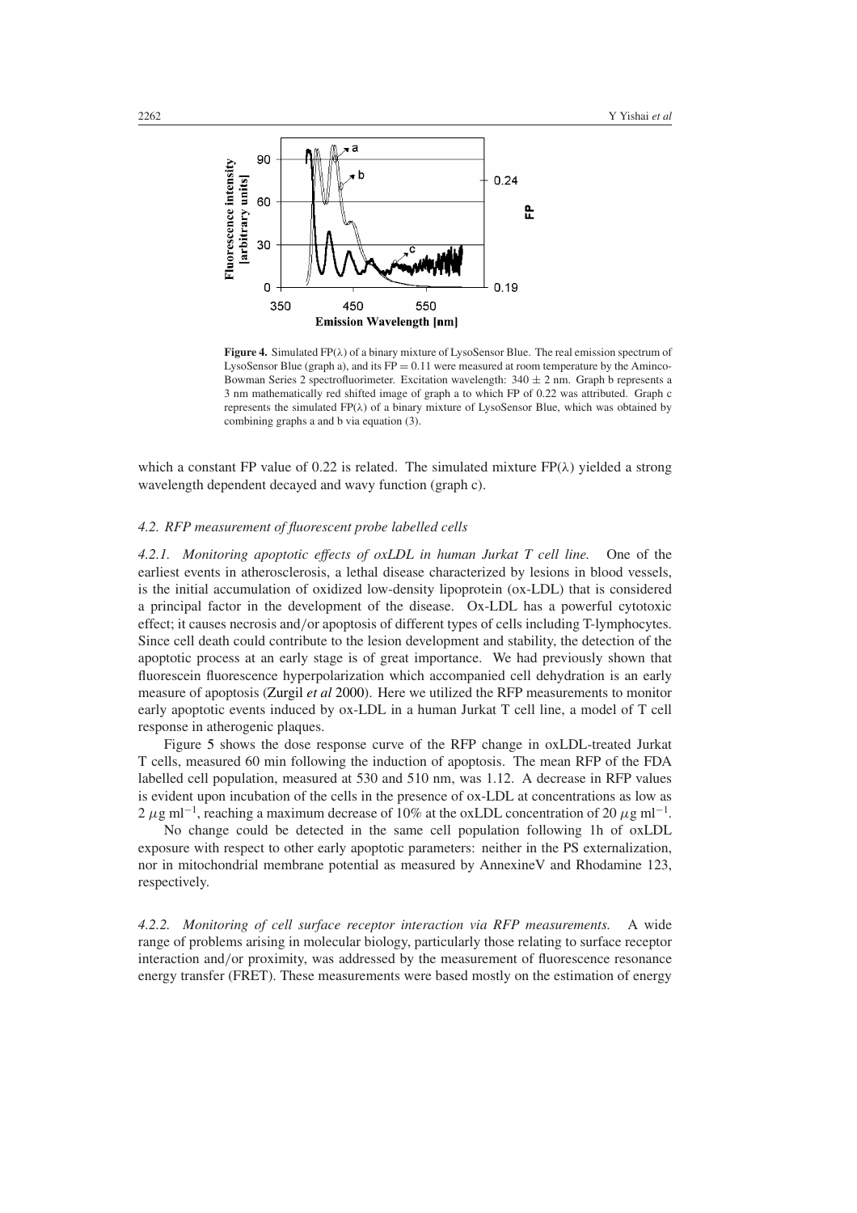**Figure 4.** Simulated FP(λ) of a binary mixture of LysoSensor Blue. The real emission spectrum of LysoSensor Blue (graph a), and its FP = 0.11 were measured at room temperature by the Aminco-Bowman Series 2 spectrofluorimeter. Excitation wavelength: $340 \pm 2$ nm. Graph b represents a 3 nm mathematically red shifted image of graph a to which FP of 0.22 was attributed. Graph c represents the simulated FP(λ) of a binary mixture of LysoSensor Blue, which was obtained by combining graphs a and b via equation (3).

which a constant FP value of 0.22 is related. The simulated mixture FP(λ) yielded a strong wavelength dependent decayed and wavy function (graph c).

### 4.2. RFP measurement of fluorescent probe labelled cells

*4.2.1. Monitoring apoptotic effects of oxLDL in human Jurkat T cell line.* One of the earliest events in atherosclerosis, a lethal disease characterized by lesions in blood vessels, is the initial accumulation of oxidized low-density lipoprotein (ox-LDL) that is considered a principal factor in the development of the disease. Ox-LDL has a powerful cytotoxic effect; it causes necrosis and/or apoptosis of different types of cells including T-lymphocytes. Since cell death could contribute to the lesion development and stability, the detection of the apoptotic process at an early stage is of great importance. We had previously shown that fluorescein fluorescence hyperpolarization which accompanied cell dehydration is an early measure of apoptosis (Zurgil *et al* 2000). Here we utilized the RFP measurements to monitor early apoptotic events induced by ox-LDL in a human Jurkat T cell line, a model of T cell response in atherogenic plaques.

Figure 5 shows the dose response curve of the RFP change in oxLDL-treated Jurkat T cells, measured 60 min following the induction of apoptosis. The mean RFP of the FDA labelled cell population, measured at 530 and 510 nm, was 1.12. A decrease in RFP values is evident upon incubation of the cells in the presence of ox-LDL at concentrations as low as $2\ \mu\text{g ml}^{-1}$, reaching a maximum decrease of 10% at the oxLDL concentration of $20\ \mu\text{g ml}^{-1}$.

No change could be detected in the same cell population following 1h of oxLDL exposure with respect to other early apoptotic parameters: neither in the PS externalization, nor in mitochondrial membrane potential as measured by AnnexineV and Rhodamine 123, respectively.

*4.2.2. Monitoring of cell surface receptor interaction via RFP measurements.* A wide range of problems arising in molecular biology, particularly those relating to surface receptor interaction and/or proximity, was addressed by the measurement of fluorescence resonance energy transfer (FRET). These measurements were based mostly on the estimation of energy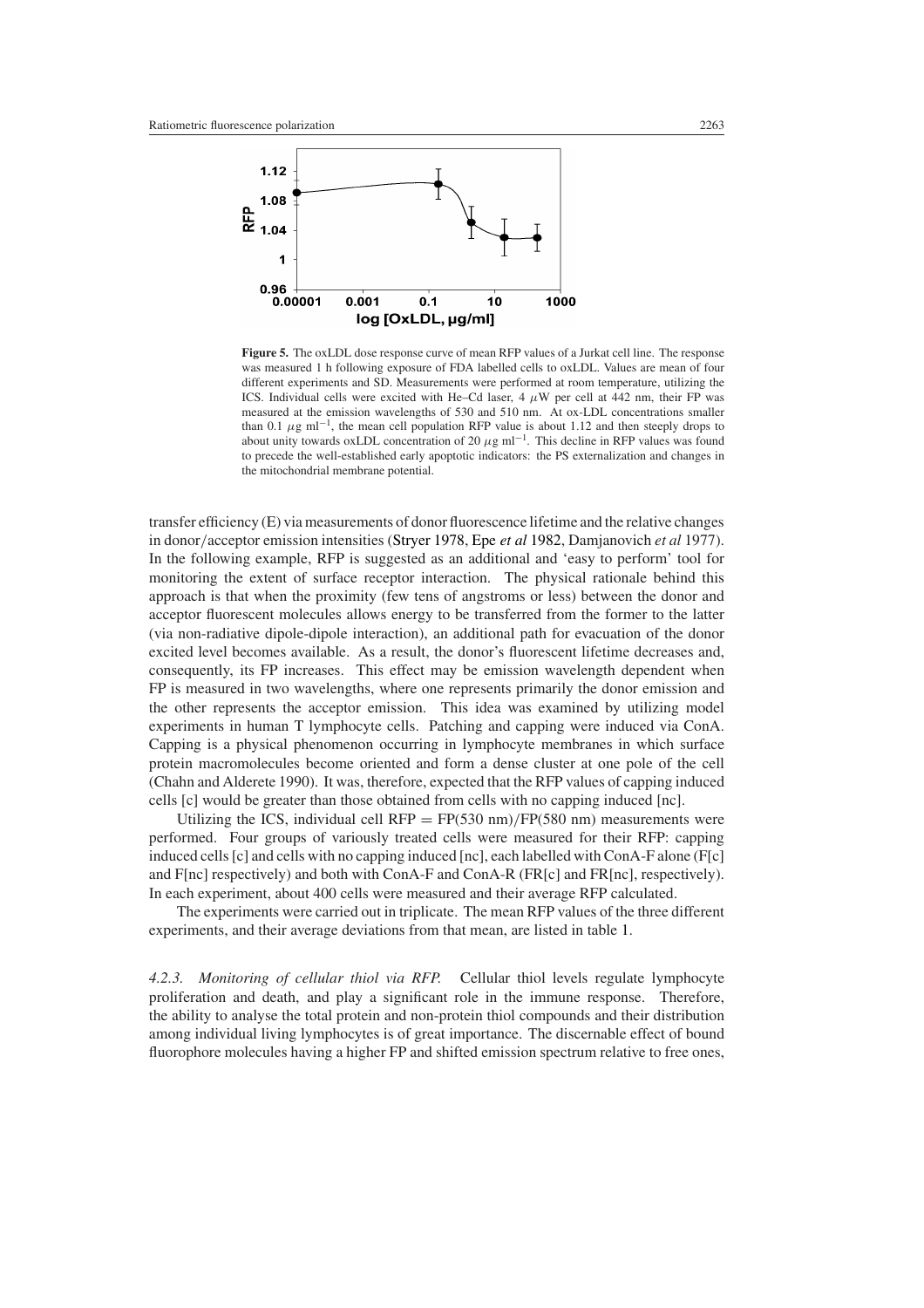**Figure 5.** The oxLDL dose response curve of mean RFP values of a Jurkat cell line. The response was measured 1 h following exposure of FDA labelled cells to oxLDL. Values are mean of four different experiments and SD. Measurements were performed at room temperature, utilizing the ICS. Individual cells were excited with He–Cd laser, 4 $\mu$W per cell at 442 nm, their FP was measured at the emission wavelengths of 530 and 510 nm. At ox-LDL concentrations smaller than 0.1 $\mu$g ml$^{-1}$, the mean cell population RFP value is about 1.12 and then steeply drops to about unity towards oxLDL concentration of 20 $\mu$g ml$^{-1}$. This decline in RFP values was found to precede the well-established early apoptotic indicators: the PS externalization and changes in the mitochondrial membrane potential.

transfer efficiency (E) via measurements of donor fluorescence lifetime and the relative changes in donor/acceptor emission intensities (Stryer 1978, Epe *et al* 1982, Damjanovich *et al* 1977). In the following example, RFP is suggested as an additional and 'easy to perform' tool for monitoring the extent of surface receptor interaction. The physical rationale behind this approach is that when the proximity (few tens of angstroms or less) between the donor and acceptor fluorescent molecules allows energy to be transferred from the former to the latter (via non-radiative dipole-dipole interaction), an additional path for evacuation of the donor excited level becomes available. As a result, the donor's fluorescent lifetime decreases and, consequently, its FP increases. This effect may be emission wavelength dependent when FP is measured in two wavelengths, where one represents primarily the donor emission and the other represents the acceptor emission. This idea was examined by utilizing model experiments in human T lymphocyte cells. Patching and capping were induced via ConA. Capping is a physical phenomenon occurring in lymphocyte membranes in which surface protein macromolecules become oriented and form a dense cluster at one pole of the cell (Chahn and Alderete 1990). It was, therefore, expected that the RFP values of capping induced cells [c] would be greater than those obtained from cells with no capping induced [nc].

Utilizing the ICS, individual cell RFP = FP(530 nm)/FP(580 nm) measurements were performed. Four groups of variously treated cells were measured for their RFP: capping induced cells [c] and cells with no capping induced [nc], each labelled with ConA-F alone (F[c] and F[nc] respectively) and both with ConA-F and ConA-R (FR[c] and FR[nc], respectively). In each experiment, about 400 cells were measured and their average RFP calculated.

The experiments were carried out in triplicate. The mean RFP values of the three different experiments, and their average deviations from that mean, are listed in table 1.

*4.2.3. Monitoring of cellular thiol via RFP.* Cellular thiol levels regulate lymphocyte proliferation and death, and play a significant role in the immune response. Therefore, the ability to analyse the total protein and non-protein thiol compounds and their distribution among individual living lymphocytes is of great importance. The discernable effect of bound fluorophore molecules having a higher FP and shifted emission spectrum relative to free ones,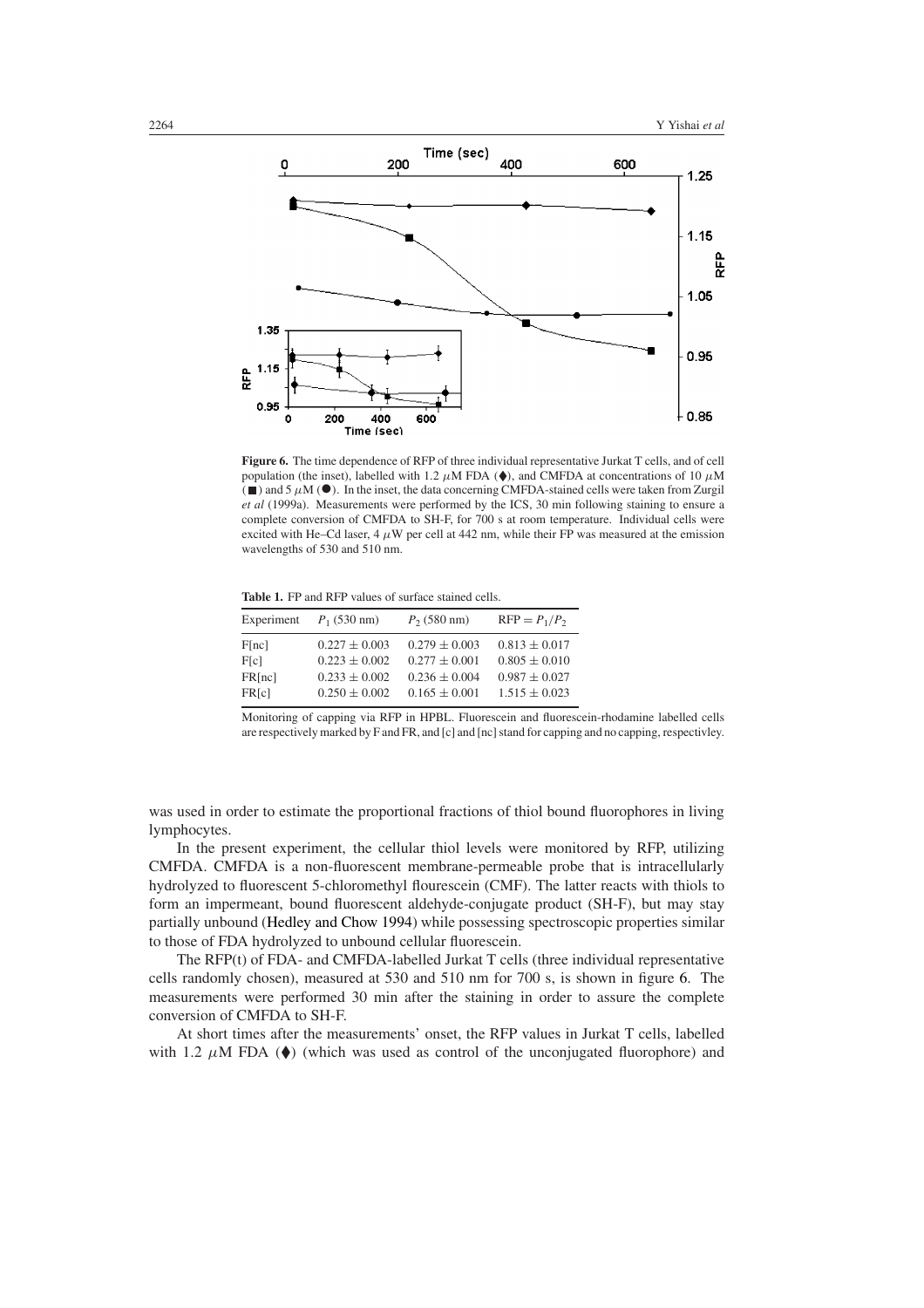**Figure 6.** The time dependence of RFP of three individual representative Jurkat T cells, and of cell population (the inset), labelled with 1.2 $\mu$M FDA (♦), and CMFDA at concentrations of 10 $\mu$M (■) and 5 $\mu$M (●). In the inset, the data concerning CMFDA-stained cells were taken from Zurgil *et al* (1999a). Measurements were performed by the ICS, 30 min following staining to ensure a complete conversion of CMFDA to SH-F, for 700 s at room temperature. Individual cells were excited with He–Cd laser, 4 $\mu$W per cell at 442 nm, while their FP was measured at the emission wavelengths of 530 and 510 nm.

**Table 1.** FP and RFP values of surface stained cells.

| Experiment | $P_1$ (530 nm) | $P_2$ (580 nm) | $\mathrm{RFP} = P_1/P_2$ |
|---|---|---|---|
| F[nc] | $0.227 \pm 0.003$ | $0.279 \pm 0.003$ | $0.813 \pm 0.017$ |
| F[c] | $0.223 \pm 0.002$ | $0.277 \pm 0.001$ | $0.805 \pm 0.010$ |
| FR[nc] | $0.233 \pm 0.002$ | $0.236 \pm 0.004$ | $0.987 \pm 0.027$ |
| FR[c] | $0.250 \pm 0.002$ | $0.165 \pm 0.001$ | $1.515 \pm 0.023$ |

Monitoring of capping via RFP in HPBL. Fluorescein and fluorescein-rhodamine labelled cells are respectively marked by F and FR, and [c] and [nc] stand for capping and no capping, respectivley.

was used in order to estimate the proportional fractions of thiol bound fluorophores in living lymphocytes.

In the present experiment, the cellular thiol levels were monitored by RFP, utilizing CMFDA. CMFDA is a non-fluorescent membrane-permeable probe that is intracellularly hydrolyzed to fluorescent 5-chloromethyl flourescein (CMF). The latter reacts with thiols to form an impermeant, bound fluorescent aldehyde-conjugate product (SH-F), but may stay partially unbound (Hedley and Chow 1994) while possessing spectroscopic properties similar to those of FDA hydrolyzed to unbound cellular fluorescein.

The RFP(t) of FDA- and CMFDA-labelled Jurkat T cells (three individual representative cells randomly chosen), measured at 530 and 510 nm for 700 s, is shown in figure 6. The measurements were performed 30 min after the staining in order to assure the complete conversion of CMFDA to SH-F.

At short times after the measurements' onset, the RFP values in Jurkat T cells, labelled with 1.2 $\mu$M FDA (♦) (which was used as control of the unconjugated fluorophore) and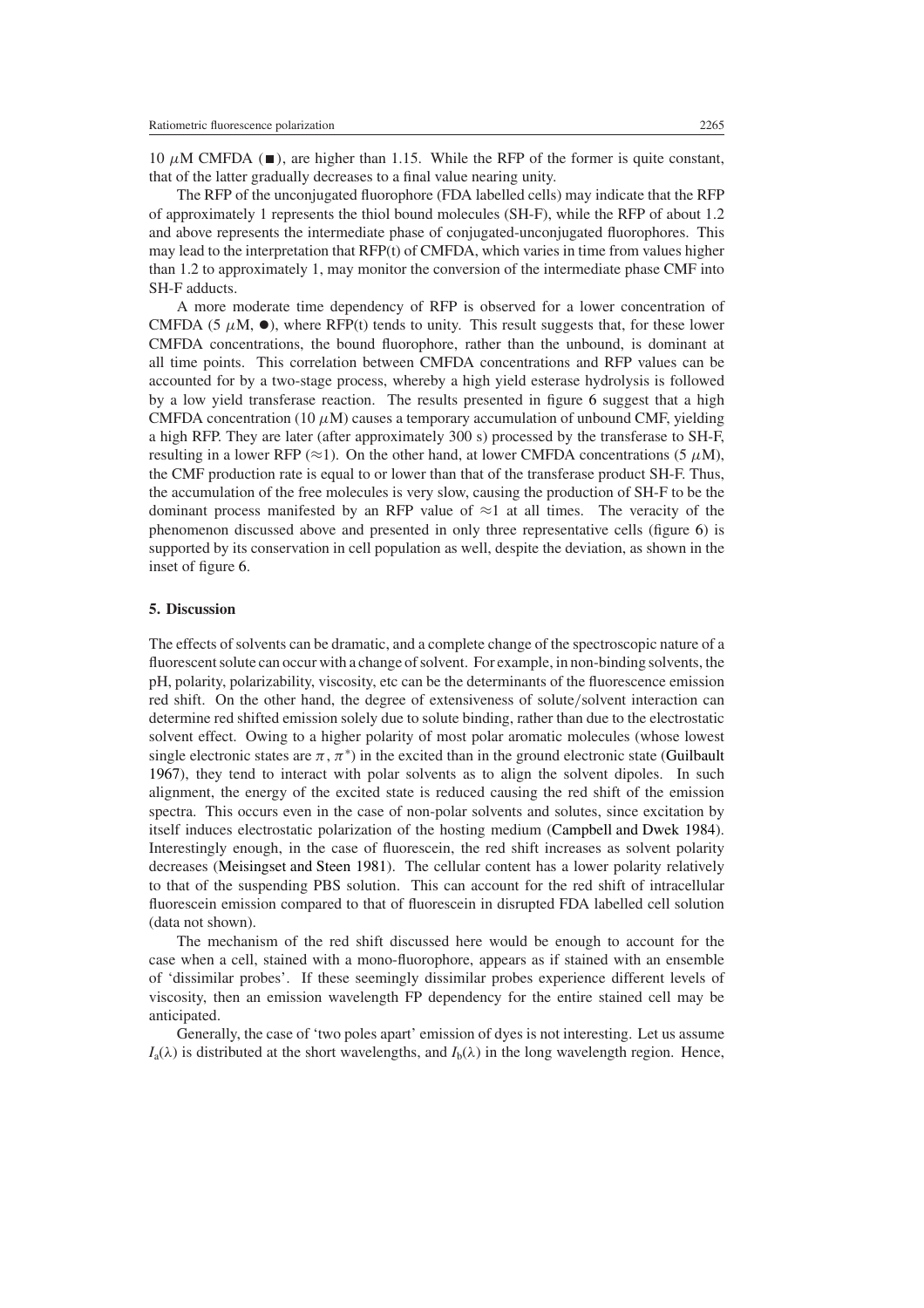10 $\mu$M CMFDA (■), are higher than 1.15. While the RFP of the former is quite constant, that of the latter gradually decreases to a final value nearing unity.

The RFP of the unconjugated fluorophore (FDA labelled cells) may indicate that the RFP of approximately 1 represents the thiol bound molecules (SH-F), while the RFP of about 1.2 and above represents the intermediate phase of conjugated-unconjugated fluorophores. This may lead to the interpretation that RFP(t) of CMFDA, which varies in time from values higher than 1.2 to approximately 1, may monitor the conversion of the intermediate phase CMF into SH-F adducts.

A more moderate time dependency of RFP is observed for a lower concentration of CMFDA (5 $\mu$M, ●), where RFP(t) tends to unity. This result suggests that, for these lower CMFDA concentrations, the bound fluorophore, rather than the unbound, is dominant at all time points. This correlation between CMFDA concentrations and RFP values can be accounted for by a two-stage process, whereby a high yield esterase hydrolysis is followed by a low yield transferase reaction. The results presented in figure 6 suggest that a high CMFDA concentration (10 $\mu$M) causes a temporary accumulation of unbound CMF, yielding a high RFP. They are later (after approximately 300 s) processed by the transferase to SH-F, resulting in a lower RFP ($\approx$1). On the other hand, at lower CMFDA concentrations (5 $\mu$M), the CMF production rate is equal to or lower than that of the transferase product SH-F. Thus, the accumulation of the free molecules is very slow, causing the production of SH-F to be the dominant process manifested by an RFP value of $\approx$1 at all times. The veracity of the phenomenon discussed above and presented in only three representative cells (figure 6) is supported by its conservation in cell population as well, despite the deviation, as shown in the inset of figure 6.

## 5. Discussion

The effects of solvents can be dramatic, and a complete change of the spectroscopic nature of a fluorescent solute can occur with a change of solvent. For example, in non-binding solvents, the pH, polarity, polarizability, viscosity, etc can be the determinants of the fluorescence emission red shift. On the other hand, the degree of extensiveness of solute/solvent interaction can determine red shifted emission solely due to solute binding, rather than due to the electrostatic solvent effect. Owing to a higher polarity of most polar aromatic molecules (whose lowest single electronic states are $\pi, \pi^*$) in the excited than in the ground electronic state (Guilbault 1967), they tend to interact with polar solvents as to align the solvent dipoles. In such alignment, the energy of the excited state is reduced causing the red shift of the emission spectra. This occurs even in the case of non-polar solvents and solutes, since excitation by itself induces electrostatic polarization of the hosting medium (Campbell and Dwek 1984). Interestingly enough, in the case of fluorescein, the red shift increases as solvent polarity decreases (Meisingset and Steen 1981). The cellular content has a lower polarity relatively to that of the suspending PBS solution. This can account for the red shift of intracellular fluorescein emission compared to that of fluorescein in disrupted FDA labelled cell solution (data not shown).

The mechanism of the red shift discussed here would be enough to account for the case when a cell, stained with a mono-fluorophore, appears as if stained with an ensemble of 'dissimilar probes'. If these seemingly dissimilar probes experience different levels of viscosity, then an emission wavelength FP dependency for the entire stained cell may be anticipated.

Generally, the case of 'two poles apart' emission of dyes is not interesting. Let us assume $I_a(\lambda)$ is distributed at the short wavelengths, and $I_b(\lambda)$ in the long wavelength region. Hence,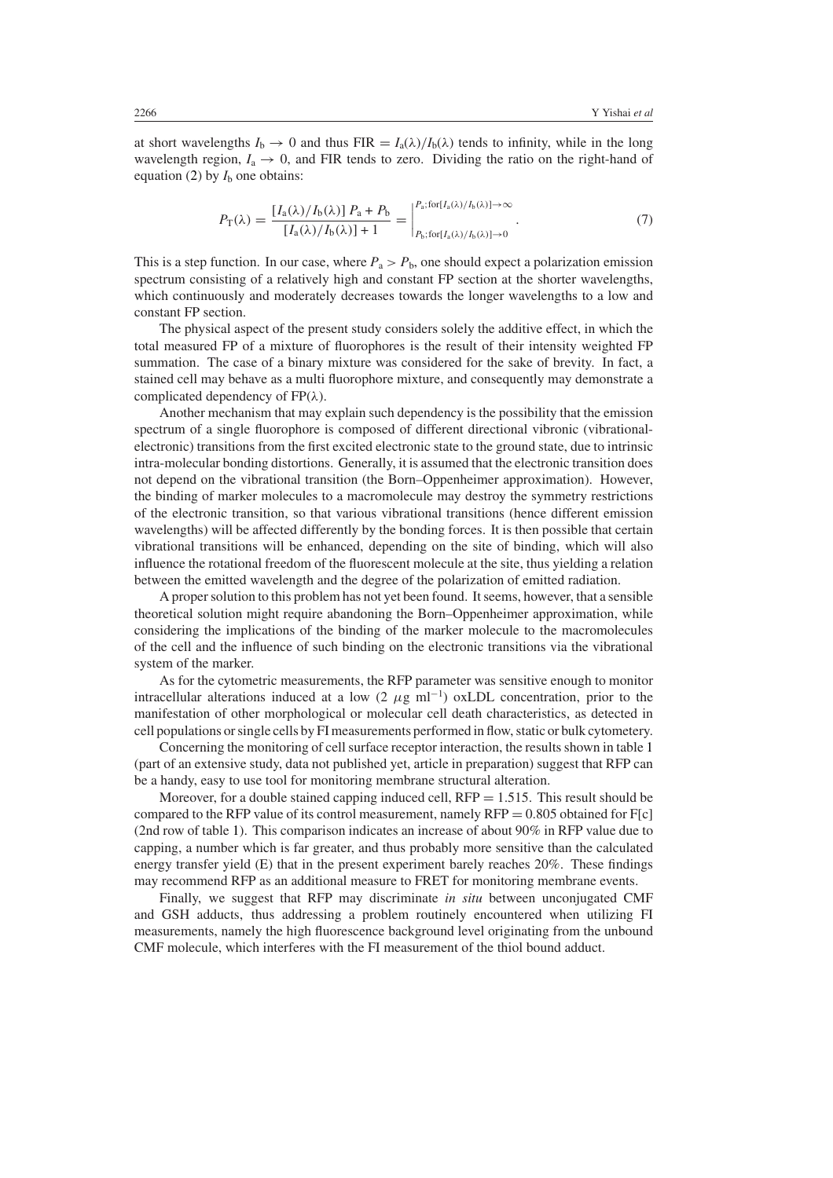at short wavelengths $I_b \to 0$ and thus $\text{FIR} = I_a(\lambda)/I_b(\lambda)$ tends to infinity, while in the long wavelength region, $I_a \to 0$, and FIR tends to zero. Dividing the ratio on the right-hand of equation (2) by $I_b$ one obtains:

$$P_T(\lambda) = \frac{[I_a(\lambda)/I_b(\lambda)]\, P_a + P_b}{[I_a(\lambda)/I_b(\lambda)] + 1} = \left|\begin{matrix} P_a; \text{for}[I_a(\lambda)/I_b(\lambda)] \to \infty \\ \\ P_b; \text{for}[I_a(\lambda)/I_b(\lambda)] \to 0 \end{matrix}\right. . \tag{7}$$

This is a step function. In our case, where $P_a > P_b$, one should expect a polarization emission spectrum consisting of a relatively high and constant FP section at the shorter wavelengths, which continuously and moderately decreases towards the longer wavelengths to a low and constant FP section.

The physical aspect of the present study considers solely the additive effect, in which the total measured FP of a mixture of fluorophores is the result of their intensity weighted FP summation. The case of a binary mixture was considered for the sake of brevity. In fact, a stained cell may behave as a multi fluorophore mixture, and consequently may demonstrate a complicated dependency of FP($\lambda$).

Another mechanism that may explain such dependency is the possibility that the emission spectrum of a single fluorophore is composed of different directional vibronic (vibrational-electronic) transitions from the first excited electronic state to the ground state, due to intrinsic intra-molecular bonding distortions. Generally, it is assumed that the electronic transition does not depend on the vibrational transition (the Born–Oppenheimer approximation). However, the binding of marker molecules to a macromolecule may destroy the symmetry restrictions of the electronic transition, so that various vibrational transitions (hence different emission wavelengths) will be affected differently by the bonding forces. It is then possible that certain vibrational transitions will be enhanced, depending on the site of binding, which will also influence the rotational freedom of the fluorescent molecule at the site, thus yielding a relation between the emitted wavelength and the degree of the polarization of emitted radiation.

A proper solution to this problem has not yet been found. It seems, however, that a sensible theoretical solution might require abandoning the Born–Oppenheimer approximation, while considering the implications of the binding of the marker molecule to the macromolecules of the cell and the influence of such binding on the electronic transitions via the vibrational system of the marker.

As for the cytometric measurements, the RFP parameter was sensitive enough to monitor intracellular alterations induced at a low (2 $\mu$g ml$^{-1}$) oxLDL concentration, prior to the manifestation of other morphological or molecular cell death characteristics, as detected in cell populations or single cells by FI measurements performed in flow, static or bulk cytometery.

Concerning the monitoring of cell surface receptor interaction, the results shown in table 1 (part of an extensive study, data not published yet, article in preparation) suggest that RFP can be a handy, easy to use tool for monitoring membrane structural alteration.

Moreover, for a double stained capping induced cell, RFP = 1.515. This result should be compared to the RFP value of its control measurement, namely RFP = 0.805 obtained for F[c] (2nd row of table 1). This comparison indicates an increase of about 90% in RFP value due to capping, a number which is far greater, and thus probably more sensitive than the calculated energy transfer yield (E) that in the present experiment barely reaches 20%. These findings may recommend RFP as an additional measure to FRET for monitoring membrane events.

Finally, we suggest that RFP may discriminate *in situ* between unconjugated CMF and GSH adducts, thus addressing a problem routinely encountered when utilizing FI measurements, namely the high fluorescence background level originating from the unbound CMF molecule, which interferes with the FI measurement of the thiol bound adduct.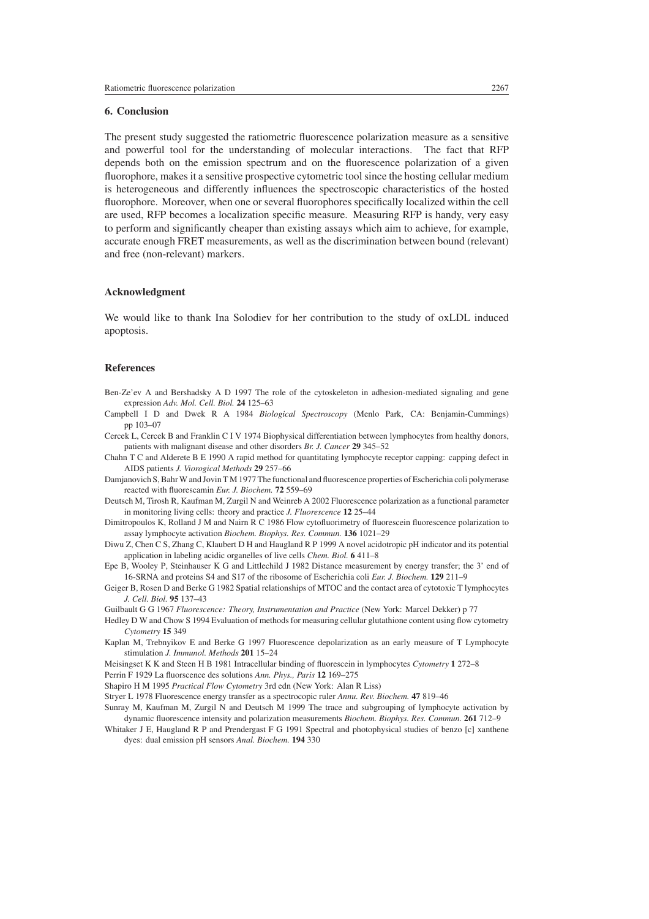## 6. Conclusion

The present study suggested the ratiometric fluorescence polarization measure as a sensitive and powerful tool for the understanding of molecular interactions. The fact that RFP depends both on the emission spectrum and on the fluorescence polarization of a given fluorophore, makes it a sensitive prospective cytometric tool since the hosting cellular medium is heterogeneous and differently influences the spectroscopic characteristics of the hosted fluorophore. Moreover, when one or several fluorophores specifically localized within the cell are used, RFP becomes a localization specific measure. Measuring RFP is handy, very easy to perform and significantly cheaper than existing assays which aim to achieve, for example, accurate enough FRET measurements, as well as the discrimination between bound (relevant) and free (non-relevant) markers.

## Acknowledgment

We would like to thank Ina Solodiev for her contribution to the study of oxLDL induced apoptosis.

## References

Ben-Ze'ev A and Bershadsky A D 1997 The role of the cytoskeleton in adhesion-mediated signaling and gene expression *Adv. Mol. Cell. Biol.* **24** 125–63

Campbell I D and Dwek R A 1984 *Biological Spectroscopy* (Menlo Park, CA: Benjamin-Cummings) pp 103–07

Cercek L, Cercek B and Franklin C I V 1974 Biophysical differentiation between lymphocytes from healthy donors, patients with malignant disease and other disorders *Br. J. Cancer* **29** 345–52

Chahn T C and Alderete B E 1990 A rapid method for quantitating lymphocyte receptor capping: capping defect in AIDS patients *J. Viorogical Methods* **29** 257–66

Damjanovich S, Bahr W and Jovin T M 1977 The functional and fluorescence properties of Escherichia coli polymerase reacted with fluorescamin *Eur. J. Biochem.* **72** 559–69

Deutsch M, Tirosh R, Kaufman M, Zurgil N and Weinreb A 2002 Fluorescence polarization as a functional parameter in monitoring living cells: theory and practice *J. Fluorescence* **12** 25–44

Dimitropoulos K, Rolland J M and Nairn R C 1986 Flow cytofluorimetry of fluorescein fluorescence polarization to assay lymphocyte activation *Biochem. Biophys. Res. Commun.* **136** 1021–29

Diwu Z, Chen C S, Zhang C, Klaubert D H and Haugland R P 1999 A novel acidotropic pH indicator and its potential application in labeling acidic organelles of live cells *Chem. Biol.* **6** 411–8

Epe B, Wooley P, Steinhauser K G and Littlechild J 1982 Distance measurement by energy transfer; the 3' end of 16-SRNA and proteins S4 and S17 of the ribosome of Escherichia coli *Eur. J. Biochem.* **129** 211–9

Geiger B, Rosen D and Berke G 1982 Spatial relationships of MTOC and the contact area of cytotoxic T lymphocytes *J. Cell. Biol.* **95** 137–43

Guilbault G G 1967 *Fluorescence: Theory, Instrumentation and Practice* (New York: Marcel Dekker) p 77

Hedley D W and Chow S 1994 Evaluation of methods for measuring cellular glutathione content using flow cytometry *Cytometry* **15** 349

Kaplan M, Trebnyikov E and Berke G 1997 Fluorescence depolarization as an early measure of T Lymphocyte stimulation *J. Immunol. Methods* **201** 15–24

Meisingset K K and Steen H B 1981 Intracellular binding of fluorescein in lymphocytes *Cytometry* **1** 272–8

Perrin F 1929 La fluorscence des solutions *Ann. Phys., Paris* **12** 169–275

Shapiro H M 1995 *Practical Flow Cytometry* 3rd edn (New York: Alan R Liss)

Stryer L 1978 Fluorescence energy transfer as a spectrocopic ruler *Annu. Rev. Biochem.* **47** 819–46

Sunray M, Kaufman M, Zurgil N and Deutsch M 1999 The trace and subgrouping of lymphocyte activation by dynamic fluorescence intensity and polarization measurements *Biochem. Biophys. Res. Commun.* **261** 712–9

Whitaker J E, Haugland R P and Prendergast F G 1991 Spectral and photophysical studies of benzo [c] xanthene dyes: dual emission pH sensors *Anal. Biochem.* **194** 330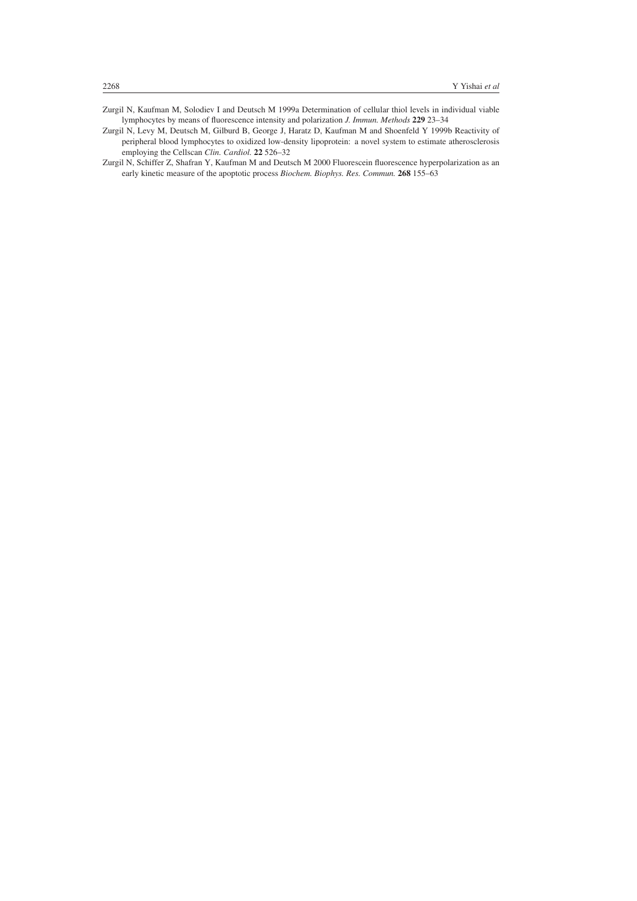Zurgil N, Kaufman M, Solodiev I and Deutsch M 1999a Determination of cellular thiol levels in individual viable lymphocytes by means of fluorescence intensity and polarization *J. Immun. Methods* **229** 23–34

Zurgil N, Levy M, Deutsch M, Gilburd B, George J, Haratz D, Kaufman M and Shoenfeld Y 1999b Reactivity of peripheral blood lymphocytes to oxidized low-density lipoprotein: a novel system to estimate atherosclerosis employing the Cellscan *Clin. Cardiol.* **22** 526–32

Zurgil N, Schiffer Z, Shafran Y, Kaufman M and Deutsch M 2000 Fluorescein fluorescence hyperpolarization as an early kinetic measure of the apoptotic process *Biochem. Biophys. Res. Commun.* **268** 155–63